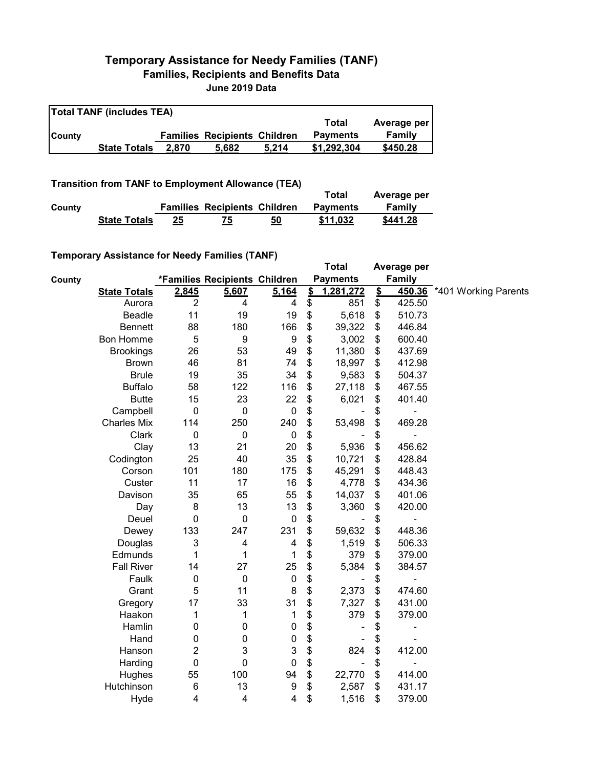# Temporary Assistance for Needy Families (TANF)

## Families, Recipients and Benefits Data

### June 2019 Data

**Total TANF (includes TEA)**

| County | | Families | Recipients | Children | Total Payments | Average per Family |
|---|---|---|---|---|---|---|
| | **State Totals** | **2,870** | **5,682** | **5,214** | **$1,292,304** | **$450.28** |

**Transition from TANF to Employment Allowance (TEA)**

| County | | Families | Recipients | Children | Total Payments | Average per Family |
|---|---|---|---|---|---|---|
| | **State Totals** | **25** | **75** | **50** | **$11,032** | **$441.28** |

**Temporary Assistance for Needy Families (TANF)**

| County | | *Families | Recipients | Children | Total Payments | Average per Family | |
|---|---|---|---|---|---|---|---|
| | **State Totals** | **2,845** | **5,607** | **5,164** | **$ 1,281,272** | **$ 450.36** | *401 Working Parents |
| | Aurora | 2 | 4 | 4 | $ 851 | $ 425.50 | |
| | Beadle | 11 | 19 | 19 | $ 5,618 | $ 510.73 | |
| | Bennett | 88 | 180 | 166 | $ 39,322 | $ 446.84 | |
| | Bon Homme | 5 | 9 | 9 | $ 3,002 | $ 600.40 | |
| | Brookings | 26 | 53 | 49 | $ 11,380 | $ 437.69 | |
| | Brown | 46 | 81 | 74 | $ 18,997 | $ 412.98 | |
| | Brule | 19 | 35 | 34 | $ 9,583 | $ 504.37 | |
| | Buffalo | 58 | 122 | 116 | $ 27,118 | $ 467.55 | |
| | Butte | 15 | 23 | 22 | $ 6,021 | $ 401.40 | |
| | Campbell | 0 | 0 | 0 | $ - | $ - | |
| | Charles Mix | 114 | 250 | 240 | $ 53,498 | $ 469.28 | |
| | Clark | 0 | 0 | 0 | $ - | $ - | |
| | Clay | 13 | 21 | 20 | $ 5,936 | $ 456.62 | |
| | Codington | 25 | 40 | 35 | $ 10,721 | $ 428.84 | |
| | Corson | 101 | 180 | 175 | $ 45,291 | $ 448.43 | |
| | Custer | 11 | 17 | 16 | $ 4,778 | $ 434.36 | |
| | Davison | 35 | 65 | 55 | $ 14,037 | $ 401.06 | |
| | Day | 8 | 13 | 13 | $ 3,360 | $ 420.00 | |
| | Deuel | 0 | 0 | 0 | $ - | $ - | |
| | Dewey | 133 | 247 | 231 | $ 59,632 | $ 448.36 | |
| | Douglas | 3 | 4 | 4 | $ 1,519 | $ 506.33 | |
| | Edmunds | 1 | 1 | 1 | $ 379 | $ 379.00 | |
| | Fall River | 14 | 27 | 25 | $ 5,384 | $ 384.57 | |
| | Faulk | 0 | 0 | 0 | $ - | $ - | |
| | Grant | 5 | 11 | 8 | $ 2,373 | $ 474.60 | |
| | Gregory | 17 | 33 | 31 | $ 7,327 | $ 431.00 | |
| | Haakon | 1 | 1 | 1 | $ 379 | $ 379.00 | |
| | Hamlin | 0 | 0 | 0 | $ - | $ - | |
| | Hand | 0 | 0 | 0 | $ - | $ - | |
| | Hanson | 2 | 3 | 3 | $ 824 | $ 412.00 | |
| | Harding | 0 | 0 | 0 | $ - | $ - | |
| | Hughes | 55 | 100 | 94 | $ 22,770 | $ 414.00 | |
| | Hutchinson | 6 | 13 | 9 | $ 2,587 | $ 431.17 | |
| | Hyde | 4 | 4 | 4 | $ 1,516 | $ 379.00 | |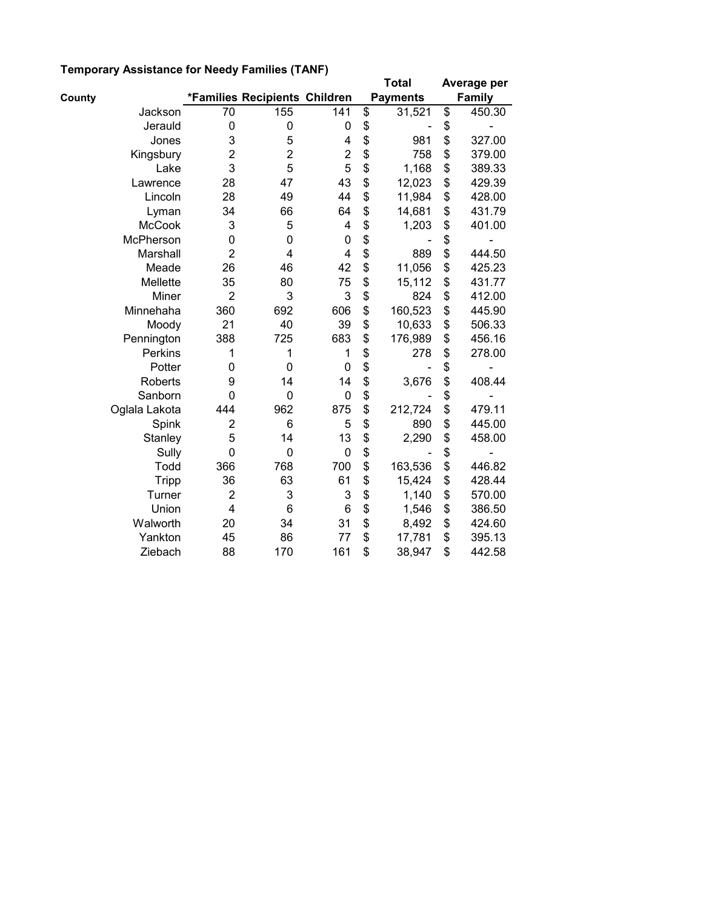**Temporary Assistance for Needy Families (TANF)**

| County | *Families | Recipients | Children | Total Payments | Average per Family |
|---|---|---|---|---|---|
| Jackson | 70 | 155 | 141 | $ 31,521 | $ 450.30 |
| Jerauld | 0 | 0 | 0 | $ - | $ - |
| Jones | 3 | 5 | 4 | $ 981 | $ 327.00 |
| Kingsbury | 2 | 2 | 2 | $ 758 | $ 379.00 |
| Lake | 3 | 5 | 5 | $ 1,168 | $ 389.33 |
| Lawrence | 28 | 47 | 43 | $ 12,023 | $ 429.39 |
| Lincoln | 28 | 49 | 44 | $ 11,984 | $ 428.00 |
| Lyman | 34 | 66 | 64 | $ 14,681 | $ 431.79 |
| McCook | 3 | 5 | 4 | $ 1,203 | $ 401.00 |
| McPherson | 0 | 0 | 0 | $ - | $ - |
| Marshall | 2 | 4 | 4 | $ 889 | $ 444.50 |
| Meade | 26 | 46 | 42 | $ 11,056 | $ 425.23 |
| Mellette | 35 | 80 | 75 | $ 15,112 | $ 431.77 |
| Miner | 2 | 3 | 3 | $ 824 | $ 412.00 |
| Minnehaha | 360 | 692 | 606 | $ 160,523 | $ 445.90 |
| Moody | 21 | 40 | 39 | $ 10,633 | $ 506.33 |
| Pennington | 388 | 725 | 683 | $ 176,989 | $ 456.16 |
| Perkins | 1 | 1 | 1 | $ 278 | $ 278.00 |
| Potter | 0 | 0 | 0 | $ - | $ - |
| Roberts | 9 | 14 | 14 | $ 3,676 | $ 408.44 |
| Sanborn | 0 | 0 | 0 | $ - | $ - |
| Oglala Lakota | 444 | 962 | 875 | $ 212,724 | $ 479.11 |
| Spink | 2 | 6 | 5 | $ 890 | $ 445.00 |
| Stanley | 5 | 14 | 13 | $ 2,290 | $ 458.00 |
| Sully | 0 | 0 | 0 | $ - | $ - |
| Todd | 366 | 768 | 700 | $ 163,536 | $ 446.82 |
| Tripp | 36 | 63 | 61 | $ 15,424 | $ 428.44 |
| Turner | 2 | 3 | 3 | $ 1,140 | $ 570.00 |
| Union | 4 | 6 | 6 | $ 1,546 | $ 386.50 |
| Walworth | 20 | 34 | 31 | $ 8,492 | $ 424.60 |
| Yankton | 45 | 86 | 77 | $ 17,781 | $ 395.13 |
| Ziebach | 88 | 170 | 161 | $ 38,947 | $ 442.58 |